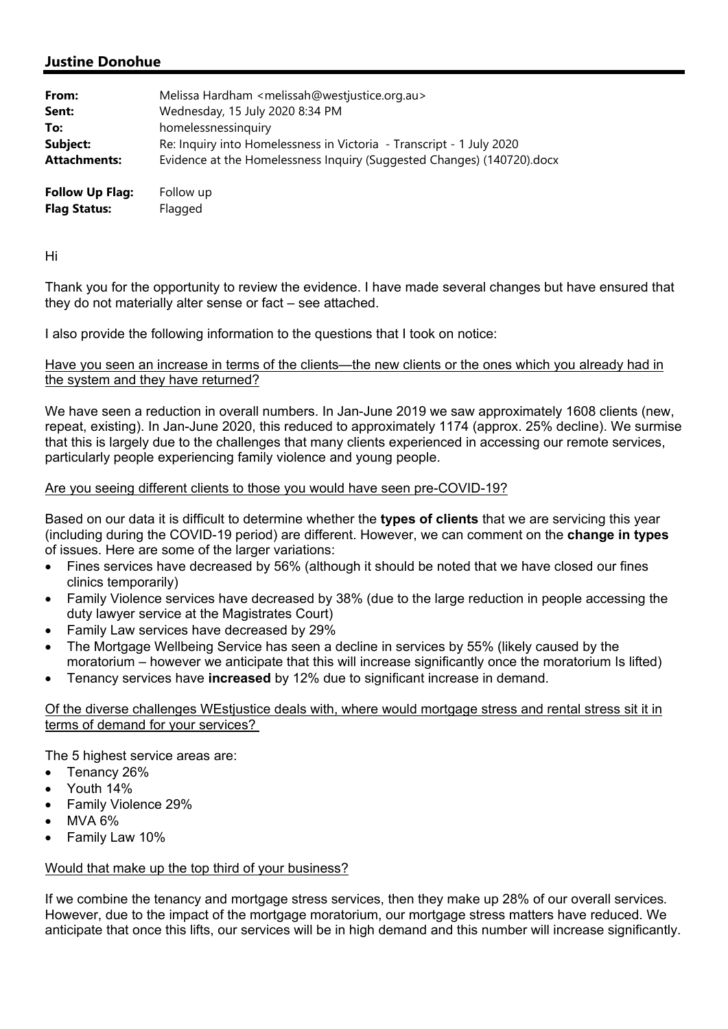## Justine Donohue

| | |
|---|---|
| **From:** | Melissa Hardham <melissah@westjustice.org.au> |
| **Sent:** | Wednesday, 15 July 2020 8:34 PM |
| **To:** | homelessnessinquiry |
| **Subject:** | Re: Inquiry into Homelessness in Victoria - Transcript - 1 July 2020 |
| **Attachments:** | Evidence at the Homelessness Inquiry (Suggested Changes) (140720).docx |
| **Follow Up Flag:** | Follow up |
| **Flag Status:** | Flagged |

Hi

Thank you for the opportunity to review the evidence. I have made several changes but have ensured that they do not materially alter sense or fact – see attached.

I also provide the following information to the questions that I took on notice:

Have you seen an increase in terms of the clients—the new clients or the ones which you already had in the system and they have returned?

We have seen a reduction in overall numbers. In Jan-June 2019 we saw approximately 1608 clients (new, repeat, existing). In Jan-June 2020, this reduced to approximately 1174 (approx. 25% decline). We surmise that this is largely due to the challenges that many clients experienced in accessing our remote services, particularly people experiencing family violence and young people.

Are you seeing different clients to those you would have seen pre-COVID-19?

Based on our data it is difficult to determine whether the **types of clients** that we are servicing this year (including during the COVID-19 period) are different. However, we can comment on the **change in types** of issues. Here are some of the larger variations:

- Fines services have decreased by 56% (although it should be noted that we have closed our fines clinics temporarily)
- Family Violence services have decreased by 38% (due to the large reduction in people accessing the duty lawyer service at the Magistrates Court)
- Family Law services have decreased by 29%
- The Mortgage Wellbeing Service has seen a decline in services by 55% (likely caused by the moratorium – however we anticipate that this will increase significantly once the moratorium Is lifted)
- Tenancy services have **increased** by 12% due to significant increase in demand.

Of the diverse challenges WEstjustice deals with, where would mortgage stress and rental stress sit it in terms of demand for your services?

The 5 highest service areas are:

- Tenancy 26%
- Youth 14%
- Family Violence 29%
- MVA 6%
- Family Law 10%

Would that make up the top third of your business?

If we combine the tenancy and mortgage stress services, then they make up 28% of our overall services. However, due to the impact of the mortgage moratorium, our mortgage stress matters have reduced. We anticipate that once this lifts, our services will be in high demand and this number will increase significantly.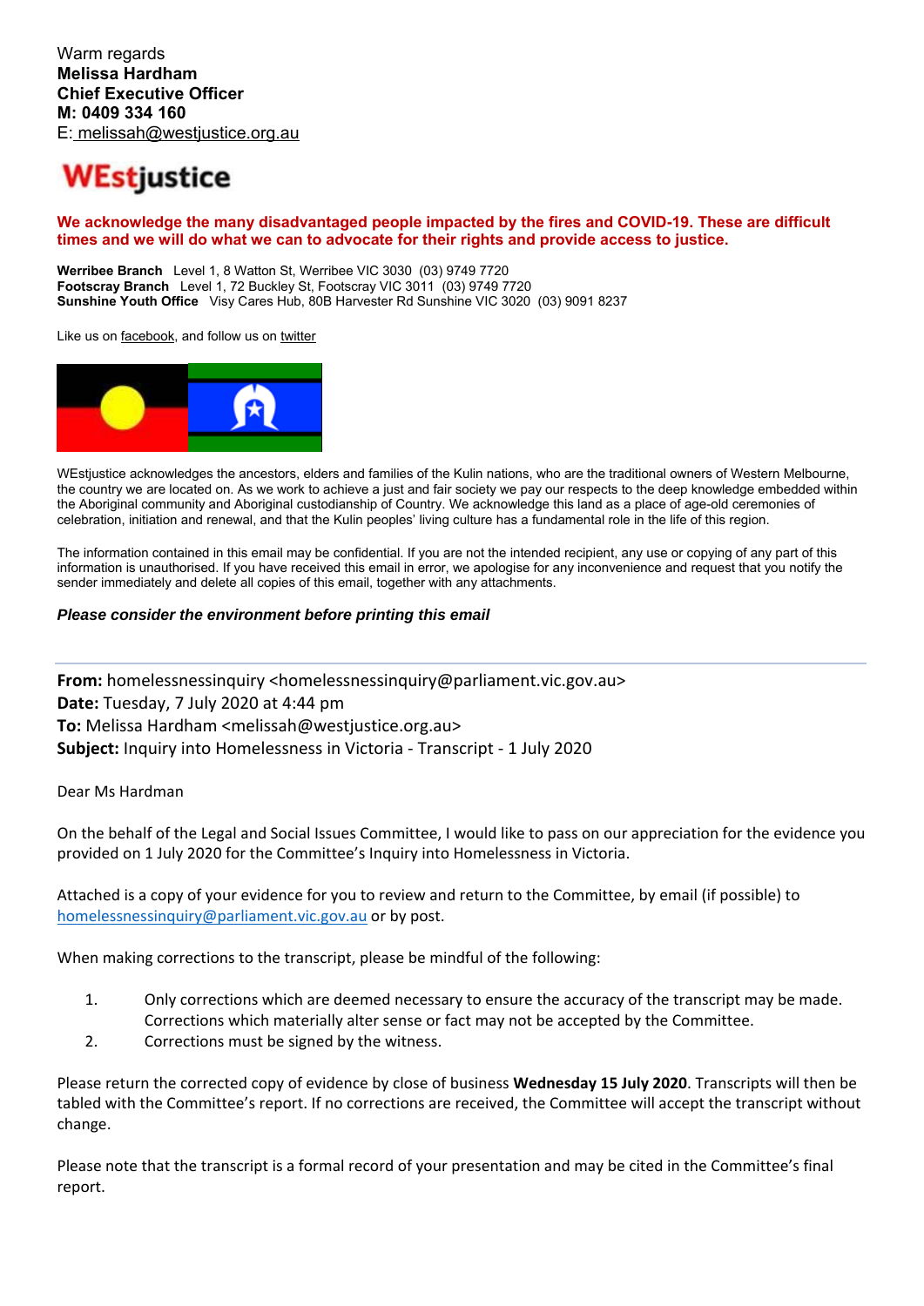Warm regards
**Melissa Hardham**
**Chief Executive Officer**
**M: 0409 334 160**
E: melissah@westjustice.org.au

**WEstjustice**

**We acknowledge the many disadvantaged people impacted by the fires and COVID-19. These are difficult times and we will do what we can to advocate for their rights and provide access to justice.**

**Werribee Branch** Level 1, 8 Watton St, Werribee VIC 3030 (03) 9749 7720
**Footscray Branch** Level 1, 72 Buckley St, Footscray VIC 3011 (03) 9749 7720
**Sunshine Youth Office** Visy Cares Hub, 80B Harvester Rd Sunshine VIC 3020 (03) 9091 8237

Like us on facebook, and follow us on twitter

WEstjustice acknowledges the ancestors, elders and families of the Kulin nations, who are the traditional owners of Western Melbourne, the country we are located on. As we work to achieve a just and fair society we pay our respects to the deep knowledge embedded within the Aboriginal community and Aboriginal custodianship of Country. We acknowledge this land as a place of age-old ceremonies of celebration, initiation and renewal, and that the Kulin peoples' living culture has a fundamental role in the life of this region.

The information contained in this email may be confidential. If you are not the intended recipient, any use or copying of any part of this information is unauthorised. If you have received this email in error, we apologise for any inconvenience and request that you notify the sender immediately and delete all copies of this email, together with any attachments.

***Please consider the environment before printing this email***

---

**From:** homelessnessinquiry <homelessnessinquiry@parliament.vic.gov.au>
**Date:** Tuesday, 7 July 2020 at 4:44 pm
**To:** Melissa Hardham <melissah@westjustice.org.au>
**Subject:** Inquiry into Homelessness in Victoria - Transcript - 1 July 2020

Dear Ms Hardman

On the behalf of the Legal and Social Issues Committee, I would like to pass on our appreciation for the evidence you provided on 1 July 2020 for the Committee's Inquiry into Homelessness in Victoria.

Attached is a copy of your evidence for you to review and return to the Committee, by email (if possible) to homelessnessinquiry@parliament.vic.gov.au or by post.

When making corrections to the transcript, please be mindful of the following:

1. Only corrections which are deemed necessary to ensure the accuracy of the transcript may be made. Corrections which materially alter sense or fact may not be accepted by the Committee.
2. Corrections must be signed by the witness.

Please return the corrected copy of evidence by close of business **Wednesday 15 July 2020**. Transcripts will then be tabled with the Committee's report. If no corrections are received, the Committee will accept the transcript without change.

Please note that the transcript is a formal record of your presentation and may be cited in the Committee's final report.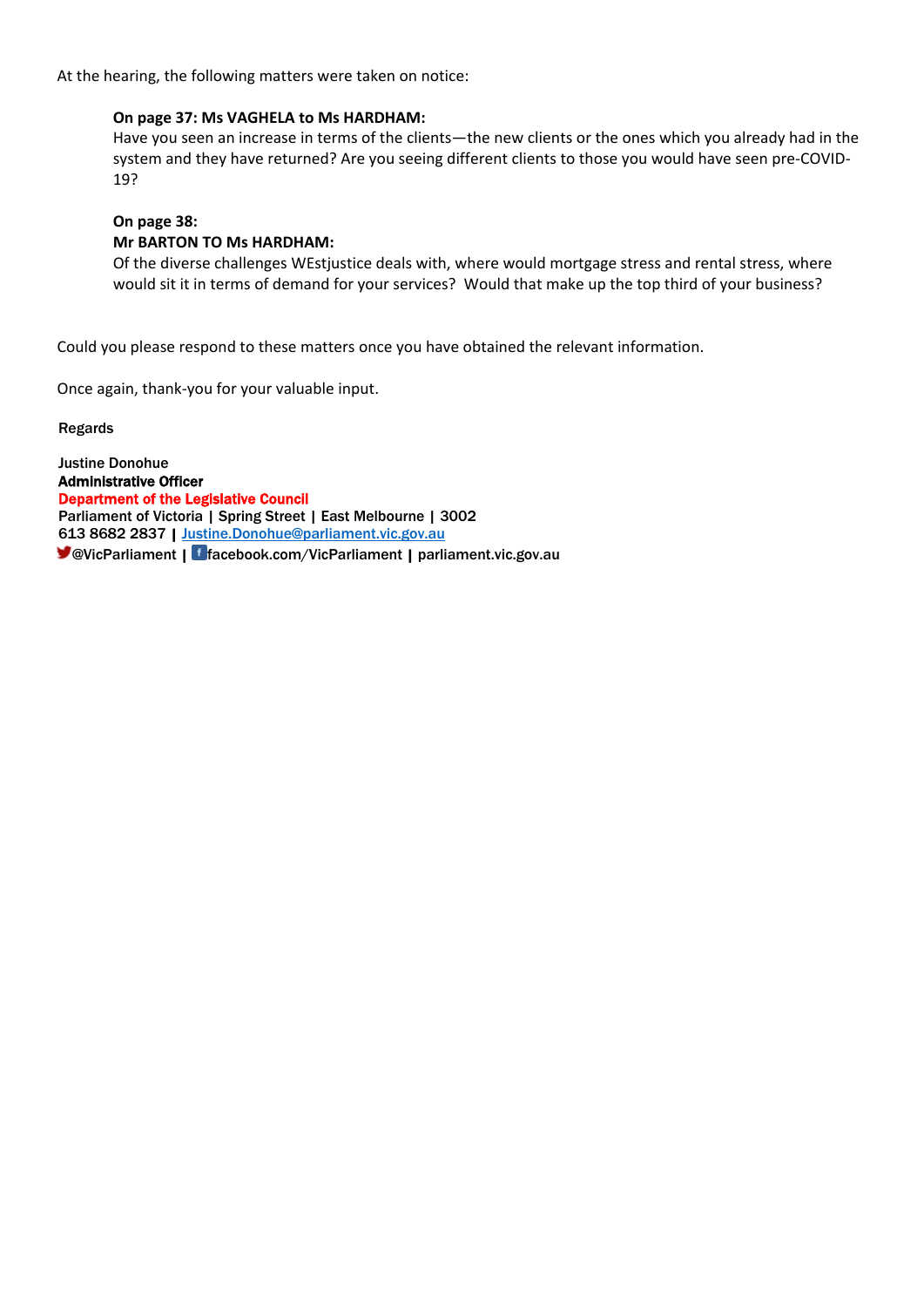At the hearing, the following matters were taken on notice:

**On page 37: Ms VAGHELA to Ms HARDHAM:**
Have you seen an increase in terms of the clients—the new clients or the ones which you already had in the system and they have returned? Are you seeing different clients to those you would have seen pre-COVID-19?

**On page 38:**
**Mr BARTON TO Ms HARDHAM:**
Of the diverse challenges WEstjustice deals with, where would mortgage stress and rental stress, where would sit it in terms of demand for your services? Would that make up the top third of your business?

Could you please respond to these matters once you have obtained the relevant information.

Once again, thank-you for your valuable input.

Regards

**Justine Donohue**
**Administrative Officer**
**Department of the Legislative Council**
**Parliament of Victoria | Spring Street | East Melbourne | 3002**
**613 8682 2837 | Justine.Donohue@parliament.vic.gov.au**
**@VicParliament | facebook.com/VicParliament | parliament.vic.gov.au**